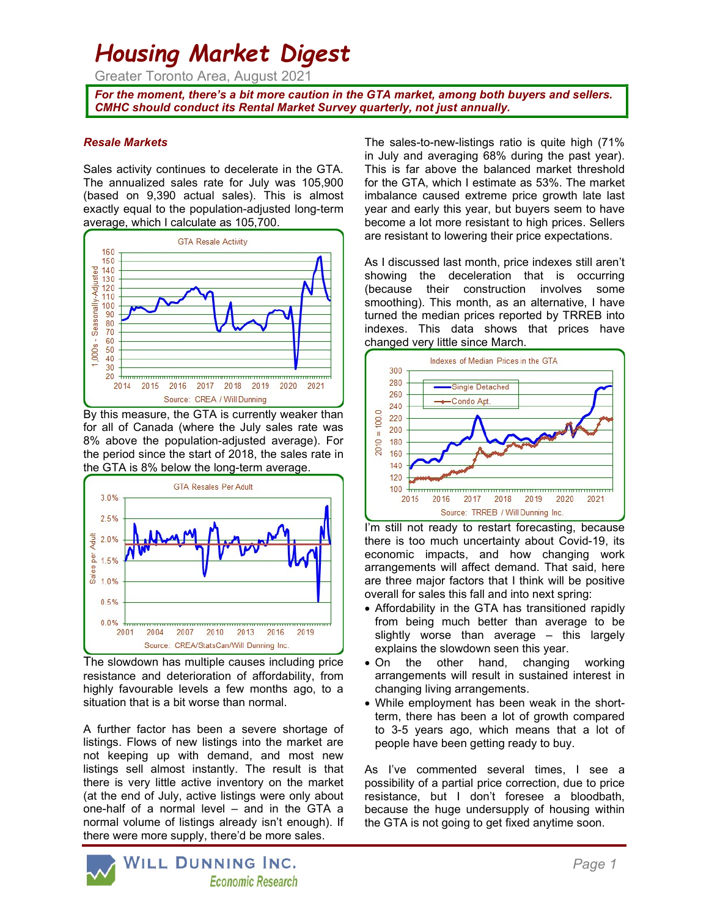# Housing Market Digest

Greater Toronto Area, August 2021

***For the moment, there's a bit more caution in the GTA market, among both buyers and sellers. CMHC should conduct its Rental Market Survey quarterly, not just annually.***

### *Resale Markets*

Sales activity continues to decelerate in the GTA. The annualized sales rate for July was 105,900 (based on 9,390 actual sales). This is almost exactly equal to the population-adjusted long-term average, which I calculate as 105,700.

GTA Resale Activity

Source: CREA / Will Dunning

By this measure, the GTA is currently weaker than for all of Canada (where the July sales rate was 8% above the population-adjusted average). For the period since the start of 2018, the sales rate in the GTA is 8% below the long-term average.

GTA Resales Per Adult

Source: CREA/StatsCan/Will Dunning Inc.

The slowdown has multiple causes including price resistance and deterioration of affordability, from highly favourable levels a few months ago, to a situation that is a bit worse than normal.

A further factor has been a severe shortage of listings. Flows of new listings into the market are not keeping up with demand, and most new listings sell almost instantly. The result is that there is very little active inventory on the market (at the end of July, active listings were only about one-half of a normal level – and in the GTA a normal volume of listings already isn't enough). If there were more supply, there'd be more sales.

The sales-to-new-listings ratio is quite high (71% in July and averaging 68% during the past year). This is far above the balanced market threshold for the GTA, which I estimate as 53%. The market imbalance caused extreme price growth late last year and early this year, but buyers seem to have become a lot more resistant to high prices. Sellers are resistant to lowering their price expectations.

As I discussed last month, price indexes still aren't showing the deceleration that is occurring (because their construction involves some smoothing). This month, as an alternative, I have turned the median prices reported by TRREB into indexes. This data shows that prices have changed very little since March.

Indexes of Median Prices in the GTA

Source: TRREB / Will Dunning Inc.

I'm still not ready to restart forecasting, because there is too much uncertainty about Covid-19, its economic impacts, and how changing work arrangements will affect demand. That said, here are three major factors that I think will be positive overall for sales this fall and into next spring:

- Affordability in the GTA has transitioned rapidly from being much better than average to be slightly worse than average – this largely explains the slowdown seen this year.
- On the other hand, changing working arrangements will result in sustained interest in changing living arrangements.
- While employment has been weak in the short-term, there has been a lot of growth compared to 3-5 years ago, which means that a lot of people have been getting ready to buy.

As I've commented several times, I see a possibility of a partial price correction, due to price resistance, but I don't foresee a bloodbath, because the huge undersupply of housing within the GTA is not going to get fixed anytime soon.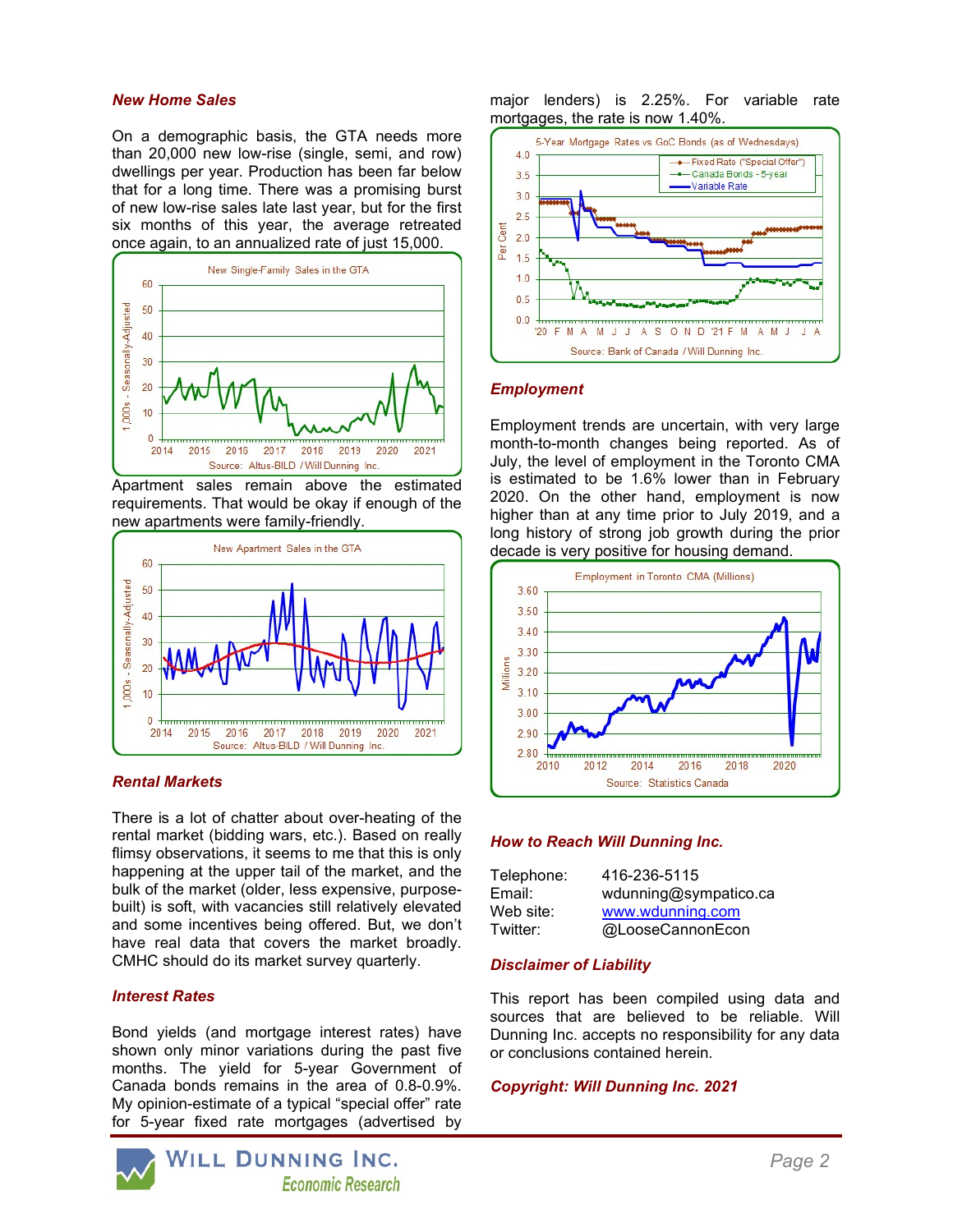### *New Home Sales*

On a demographic basis, the GTA needs more than 20,000 new low-rise (single, semi, and row) dwellings per year. Production has been far below that for a long time. There was a promising burst of new low-rise sales late last year, but for the first six months of this year, the average retreated once again, to an annualized rate of just 15,000.

New Single-Family Sales in the GTA
1,000s - Seasonally-Adjusted
0
10
20
30
40
50
60
2014 2015 2016 2017 2018 2019 2020 2021
Source: Altus-BILD / Will Dunning Inc.

Apartment sales remain above the estimated requirements. That would be okay if enough of the new apartments were family-friendly.

New Apartment Sales in the GTA
1,000s - Seasonally-Adjusted
0
10
20
30
40
50
60
2014 2015 2016 2017 2018 2019 2020 2021
Source: Altus-BILD / Will Dunning Inc.

### *Rental Markets*

There is a lot of chatter about over-heating of the rental market (bidding wars, etc.). Based on really flimsy observations, it seems to me that this is only happening at the upper tail of the market, and the bulk of the market (older, less expensive, purpose-built) is soft, with vacancies still relatively elevated and some incentives being offered. But, we don't have real data that covers the market broadly. CMHC should do its market survey quarterly.

### *Interest Rates*

Bond yields (and mortgage interest rates) have shown only minor variations during the past five months. The yield for 5-year Government of Canada bonds remains in the area of 0.8-0.9%. My opinion-estimate of a typical "special offer" rate for 5-year fixed rate mortgages (advertised by major lenders) is 2.25%. For variable rate mortgages, the rate is now 1.40%.

5-Year Mortgage Rates vs GoC Bonds (as of Wednesdays)
Fixed Rate ("Special Offer")
Canada Bonds - 5-year
Variable Rate
Per Cent
0.0
0.5
1.0
1.5
2.0
2.5
3.0
3.5
4.0
'20 F M A M J J A S O N D '21 F M A M J J A
Source: Bank of Canada / Will Dunning Inc.

### *Employment*

Employment trends are uncertain, with very large month-to-month changes being reported. As of July, the level of employment in the Toronto CMA is estimated to be 1.6% lower than in February 2020. On the other hand, employment is now higher than at any time prior to July 2019, and a long history of strong job growth during the prior decade is very positive for housing demand.

Employment in Toronto CMA (Millions)
Millions
2.80
2.90
3.00
3.10
3.20
3.30
3.40
3.50
3.60
2010 2012 2014 2016 2018 2020
Source: Statistics Canada

### *How to Reach Will Dunning Inc.*

| | |
|---|---|
| Telephone: | 416-236-5115 |
| Email: | wdunning@sympatico.ca |
| Web site: | www.wdunning.com |
| Twitter: | @LooseCannonEcon |

### *Disclaimer of Liability*

This report has been compiled using data and sources that are believed to be reliable. Will Dunning Inc. accepts no responsibility for any data or conclusions contained herein.

***Copyright: Will Dunning Inc. 2021***